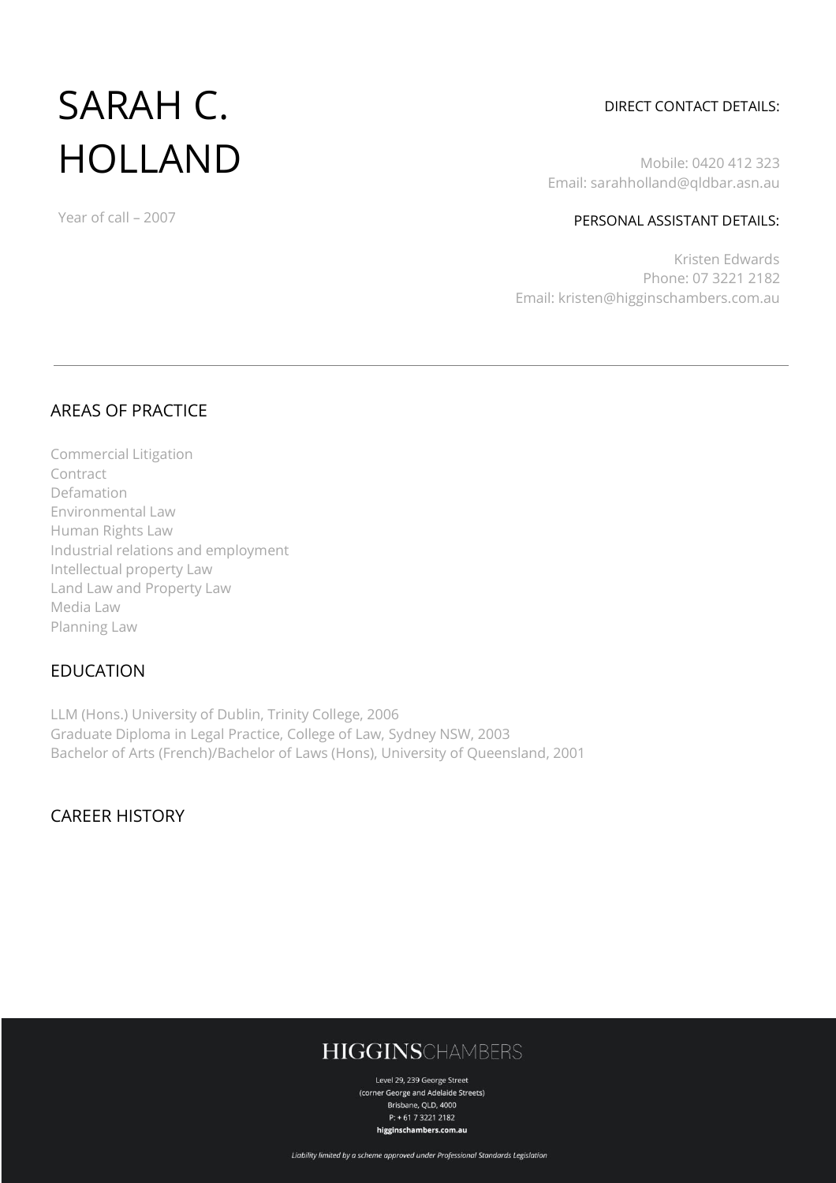# SARAH C. HOLLAND

Year of call – 2007

DIRECT CONTACT DETAILS:

Mobile: 0420 412 323
Email: sarahholland@qldbar.asn.au

PERSONAL ASSISTANT DETAILS:

Kristen Edwards
Phone: 07 3221 2182
Email: kristen@higginschambers.com.au

---

## AREAS OF PRACTICE

Commercial Litigation
Contract
Defamation
Environmental Law
Human Rights Law
Industrial relations and employment
Intellectual property Law
Land Law and Property Law
Media Law
Planning Law

## EDUCATION

LLM (Hons.) University of Dublin, Trinity College, 2006
Graduate Diploma in Legal Practice, College of Law, Sydney NSW, 2003
Bachelor of Arts (French)/Bachelor of Laws (Hons), University of Queensland, 2001

## CAREER HISTORY

**HIGGINS**CHAMBERS

Level 29, 239 George Street
(corner George and Adelaide Streets)
Brisbane, QLD, 4000
P: + 61 7 3221 2182
**higginschambers.com.au**

*Liability limited by a scheme approved under Professional Standards Legislation*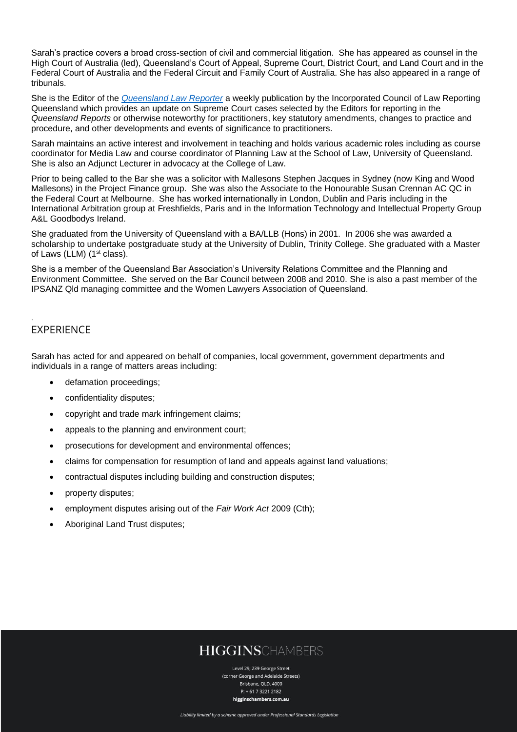Sarah's practice covers a broad cross-section of civil and commercial litigation. She has appeared as counsel in the High Court of Australia (led), Queensland's Court of Appeal, Supreme Court, District Court, and Land Court and in the Federal Court of Australia and the Federal Circuit and Family Court of Australia. She has also appeared in a range of tribunals.

She is the Editor of the *Queensland Law Reporter* a weekly publication by the Incorporated Council of Law Reporting Queensland which provides an update on Supreme Court cases selected by the Editors for reporting in the *Queensland Reports* or otherwise noteworthy for practitioners, key statutory amendments, changes to practice and procedure, and other developments and events of significance to practitioners.

Sarah maintains an active interest and involvement in teaching and holds various academic roles including as course coordinator for Media Law and course coordinator of Planning Law at the School of Law, University of Queensland. She is also an Adjunct Lecturer in advocacy at the College of Law.

Prior to being called to the Bar she was a solicitor with Mallesons Stephen Jacques in Sydney (now King and Wood Mallesons) in the Project Finance group. She was also the Associate to the Honourable Susan Crennan AC QC in the Federal Court at Melbourne. She has worked internationally in London, Dublin and Paris including in the International Arbitration group at Freshfields, Paris and in the Information Technology and Intellectual Property Group A&L Goodbodys Ireland.

She graduated from the University of Queensland with a BA/LLB (Hons) in 2001. In 2006 she was awarded a scholarship to undertake postgraduate study at the University of Dublin, Trinity College. She graduated with a Master of Laws (LLM) (1st class).

She is a member of the Queensland Bar Association's University Relations Committee and the Planning and Environment Committee. She served on the Bar Council between 2008 and 2010. She is also a past member of the IPSANZ Qld managing committee and the Women Lawyers Association of Queensland.

## EXPERIENCE

Sarah has acted for and appeared on behalf of companies, local government, government departments and individuals in a range of matters areas including:

- defamation proceedings;
- confidentiality disputes;
- copyright and trade mark infringement claims;
- appeals to the planning and environment court;
- prosecutions for development and environmental offences;
- claims for compensation for resumption of land and appeals against land valuations;
- contractual disputes including building and construction disputes;
- property disputes;
- employment disputes arising out of the *Fair Work Act* 2009 (Cth);
- Aboriginal Land Trust disputes;

**HIGGINS**CHAMBERS

Level 29, 239 George Street
(corner George and Adelaide Streets)
Brisbane, QLD, 4000
P: + 61 7 3221 2182
**higginschambers.com.au**

*Liability limited by a scheme approved under Professional Standards Legislation*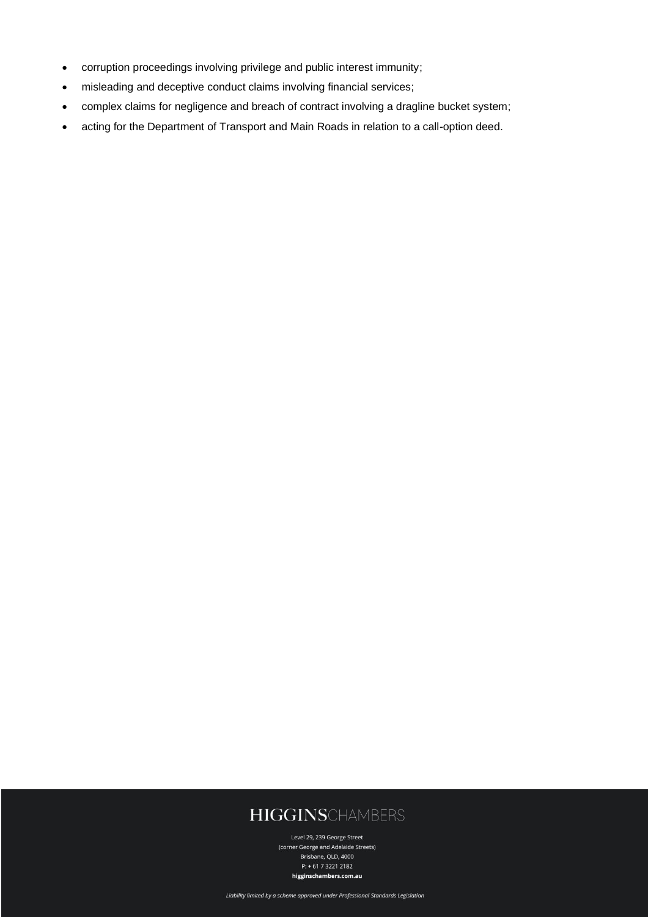- corruption proceedings involving privilege and public interest immunity;
- misleading and deceptive conduct claims involving financial services;
- complex claims for negligence and breach of contract involving a dragline bucket system;
- acting for the Department of Transport and Main Roads in relation to a call-option deed.